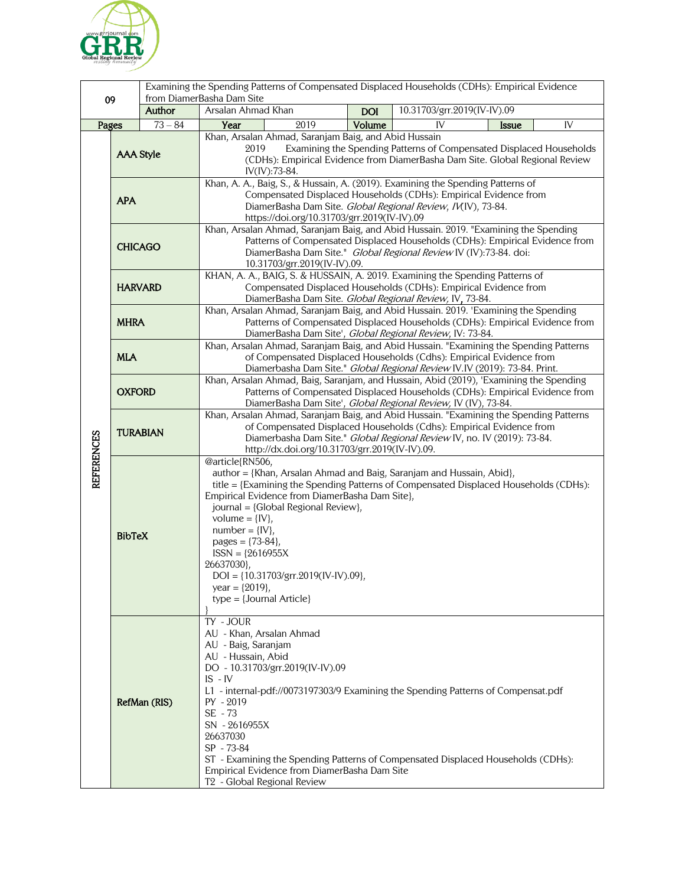| 09 | Examining the Spending Patterns of Compensated Displaced Households (CDHs): Empirical Evidence from DiamerBasha Dam Site | | | | | |
|---|---|---|---|---|---|---|
| | **Author** | Arsalan Ahmad Khan | **DOI** | 10.31703/grr.2019(IV-IV).09 | | |
| **Pages** | 73 – 84 | **Year** | 2019 | **Volume** | IV | **Issue** IV |

**REFERENCES**

| Style | Reference |
|---|---|
| **AAA Style** | Khan, Arsalan Ahmad, Saranjam Baig, and Abid Hussain 2019 Examining the Spending Patterns of Compensated Displaced Households (CDHs): Empirical Evidence from DiamerBasha Dam Site. Global Regional Review IV(IV):73-84. |
| **APA** | Khan, A. A., Baig, S., & Hussain, A. (2019). Examining the Spending Patterns of Compensated Displaced Households (CDHs): Empirical Evidence from DiamerBasha Dam Site. *Global Regional Review, IV*(IV), 73-84. https://doi.org/10.31703/grr.2019(IV-IV).09 |
| **CHICAGO** | Khan, Arsalan Ahmad, Saranjam Baig, and Abid Hussain. 2019. "Examining the Spending Patterns of Compensated Displaced Households (CDHs): Empirical Evidence from DiamerBasha Dam Site." *Global Regional Review* IV (IV):73-84. doi: 10.31703/grr.2019(IV-IV).09. |
| **HARVARD** | KHAN, A. A., BAIG, S. & HUSSAIN, A. 2019. Examining the Spending Patterns of Compensated Displaced Households (CDHs): Empirical Evidence from DiamerBasha Dam Site. *Global Regional Review,* IV, 73-84. |
| **MHRA** | Khan, Arsalan Ahmad, Saranjam Baig, and Abid Hussain. 2019. 'Examining the Spending Patterns of Compensated Displaced Households (CDHs): Empirical Evidence from DiamerBasha Dam Site', *Global Regional Review*, IV: 73-84. |
| **MLA** | Khan, Arsalan Ahmad, Saranjam Baig, and Abid Hussain. "Examining the Spending Patterns of Compensated Displaced Households (Cdhs): Empirical Evidence from Diamerbasha Dam Site." *Global Regional Review* IV.IV (2019): 73-84. Print. |
| **OXFORD** | Khan, Arsalan Ahmad, Baig, Saranjam, and Hussain, Abid (2019), 'Examining the Spending Patterns of Compensated Displaced Households (CDHs): Empirical Evidence from DiamerBasha Dam Site', *Global Regional Review,* IV (IV), 73-84. |
| **TURABIAN** | Khan, Arsalan Ahmad, Saranjam Baig, and Abid Hussain. "Examining the Spending Patterns of Compensated Displaced Households (Cdhs): Empirical Evidence from Diamerbasha Dam Site." *Global Regional Review* IV, no. IV (2019): 73-84. http://dx.doi.org/10.31703/grr.2019(IV-IV).09. |

**BibTeX**

```
@article{RN506,
  author = {Khan, Arsalan Ahmad and Baig, Saranjam and Hussain, Abid},
  title = {Examining the Spending Patterns of Compensated Displaced Households (CDHs): Empirical Evidence from DiamerBasha Dam Site},
  journal = {Global Regional Review},
  volume = {IV},
  number = {IV},
  pages = {73-84},
  ISSN = {2616955X
26637030},
  DOI = {10.31703/grr.2019(IV-IV).09},
  year = {2019},
  type = {Journal Article}
}
```

**RefMan (RIS)**

```
TY  - JOUR
AU  - Khan, Arsalan Ahmad
AU  - Baig, Saranjam
AU  - Hussain, Abid
DO  - 10.31703/grr.2019(IV-IV).09
IS  - IV
L1  - internal-pdf://0073197303/9 Examining the Spending Patterns of Compensat.pdf
PY  - 2019
SE  - 73
SN  - 2616955X
26637030
SP  - 73-84
ST  - Examining the Spending Patterns of Compensated Displaced Households (CDHs): Empirical Evidence from DiamerBasha Dam Site
T2  - Global Regional Review
```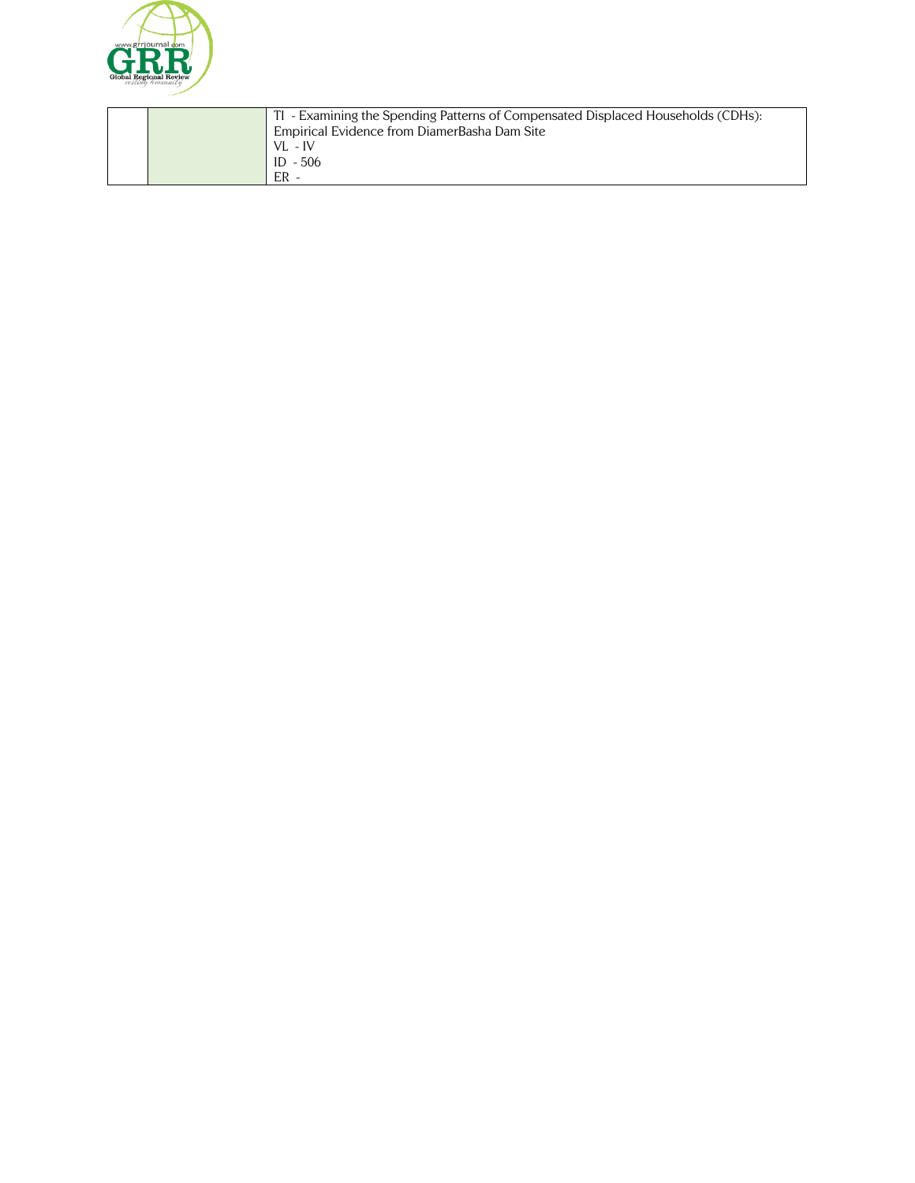| | | |
|---|---|---|
| | | TI - Examining the Spending Patterns of Compensated Displaced Households (CDHs): Empirical Evidence from DiamerBasha Dam Site<br>VL - IV<br>ID - 506<br>ER - |